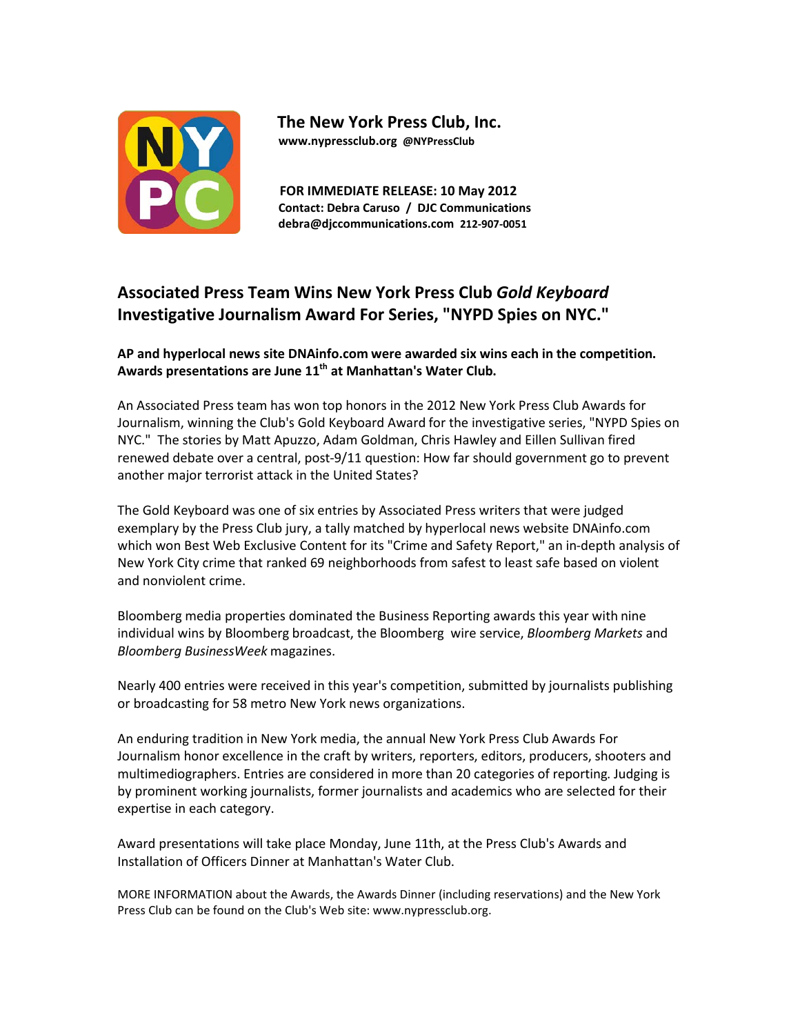**The New York Press Club, Inc.**
**www.nypressclub.org @NYPressClub**

**FOR IMMEDIATE RELEASE: 10 May 2012**
**Contact: Debra Caruso / DJC Communications**
**debra@djccommunications.com 212-907-0051**

# Associated Press Team Wins New York Press Club *Gold Keyboard* Investigative Journalism Award For Series, "NYPD Spies on NYC."

**AP and hyperlocal news site DNAinfo.com were awarded six wins each in the competition. Awards presentations are June 11th at Manhattan's Water Club.**

An Associated Press team has won top honors in the 2012 New York Press Club Awards for Journalism, winning the Club's Gold Keyboard Award for the investigative series, "NYPD Spies on NYC." The stories by Matt Apuzzo, Adam Goldman, Chris Hawley and Eillen Sullivan fired renewed debate over a central, post-9/11 question: How far should government go to prevent another major terrorist attack in the United States?

The Gold Keyboard was one of six entries by Associated Press writers that were judged exemplary by the Press Club jury, a tally matched by hyperlocal news website DNAinfo.com which won Best Web Exclusive Content for its "Crime and Safety Report," an in-depth analysis of New York City crime that ranked 69 neighborhoods from safest to least safe based on violent and nonviolent crime.

Bloomberg media properties dominated the Business Reporting awards this year with nine individual wins by Bloomberg broadcast, the Bloomberg wire service, *Bloomberg Markets* and *Bloomberg BusinessWeek* magazines.

Nearly 400 entries were received in this year's competition, submitted by journalists publishing or broadcasting for 58 metro New York news organizations.

An enduring tradition in New York media, the annual New York Press Club Awards For Journalism honor excellence in the craft by writers, reporters, editors, producers, shooters and multimediographers. Entries are considered in more than 20 categories of reporting. Judging is by prominent working journalists, former journalists and academics who are selected for their expertise in each category.

Award presentations will take place Monday, June 11th, at the Press Club's Awards and Installation of Officers Dinner at Manhattan's Water Club.

MORE INFORMATION about the Awards, the Awards Dinner (including reservations) and the New York Press Club can be found on the Club's Web site: www.nypressclub.org.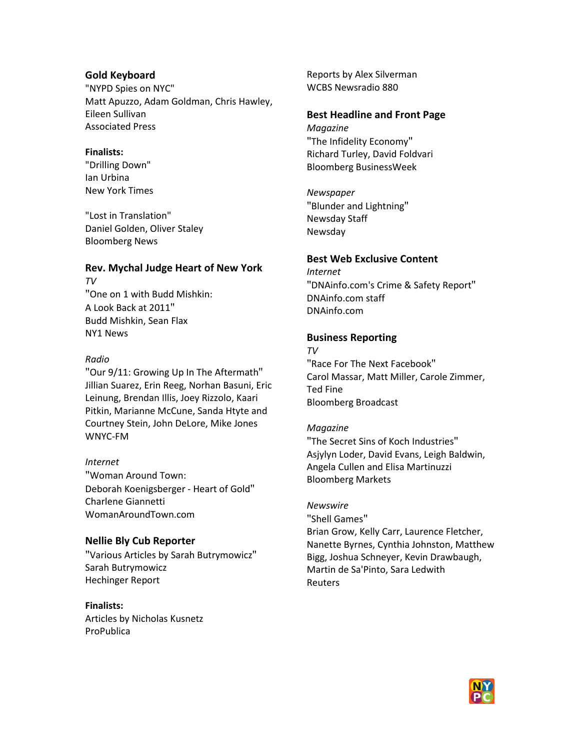### Gold Keyboard

"NYPD Spies on NYC"
Matt Apuzzo, Adam Goldman, Chris Hawley, Eileen Sullivan
Associated Press

**Finalists:**

"Drilling Down"
Ian Urbina
New York Times

"Lost in Translation"
Daniel Golden, Oliver Staley
Bloomberg News

### Rev. Mychal Judge Heart of New York

*TV*
"One on 1 with Budd Mishkin: A Look Back at 2011"
Budd Mishkin, Sean Flax
NY1 News

*Radio*
"Our 9/11: Growing Up In The Aftermath"
Jillian Suarez, Erin Reeg, Norhan Basuni, Eric Leinung, Brendan Illis, Joey Rizzolo, Kaari Pitkin, Marianne McCune, Sanda Htyte and Courtney Stein, John DeLore, Mike Jones
WNYC-FM

*Internet*
"Woman Around Town: Deborah Koenigsberger - Heart of Gold"
Charlene Giannetti
WomanAroundTown.com

### Nellie Bly Cub Reporter

"Various Articles by Sarah Butrymowicz"
Sarah Butrymowicz
Hechinger Report

**Finalists:**

Articles by Nicholas Kusnetz
ProPublica

Reports by Alex Silverman
WCBS Newsradio 880

### Best Headline and Front Page

*Magazine*
"The Infidelity Economy"
Richard Turley, David Foldvari
Bloomberg BusinessWeek

*Newspaper*
"Blunder and Lightning"
Newsday Staff
Newsday

### Best Web Exclusive Content

*Internet*
"DNAinfo.com's Crime & Safety Report"
DNAinfo.com staff
DNAinfo.com

### Business Reporting

*TV*
"Race For The Next Facebook"
Carol Massar, Matt Miller, Carole Zimmer, Ted Fine
Bloomberg Broadcast

*Magazine*
"The Secret Sins of Koch Industries"
Asjylyn Loder, David Evans, Leigh Baldwin, Angela Cullen and Elisa Martinuzzi
Bloomberg Markets

*Newswire*
"Shell Games"
Brian Grow, Kelly Carr, Laurence Fletcher, Nanette Byrnes, Cynthia Johnston, Matthew Bigg, Joshua Schneyer, Kevin Drawbaugh, Martin de Sa'Pinto, Sara Ledwith
Reuters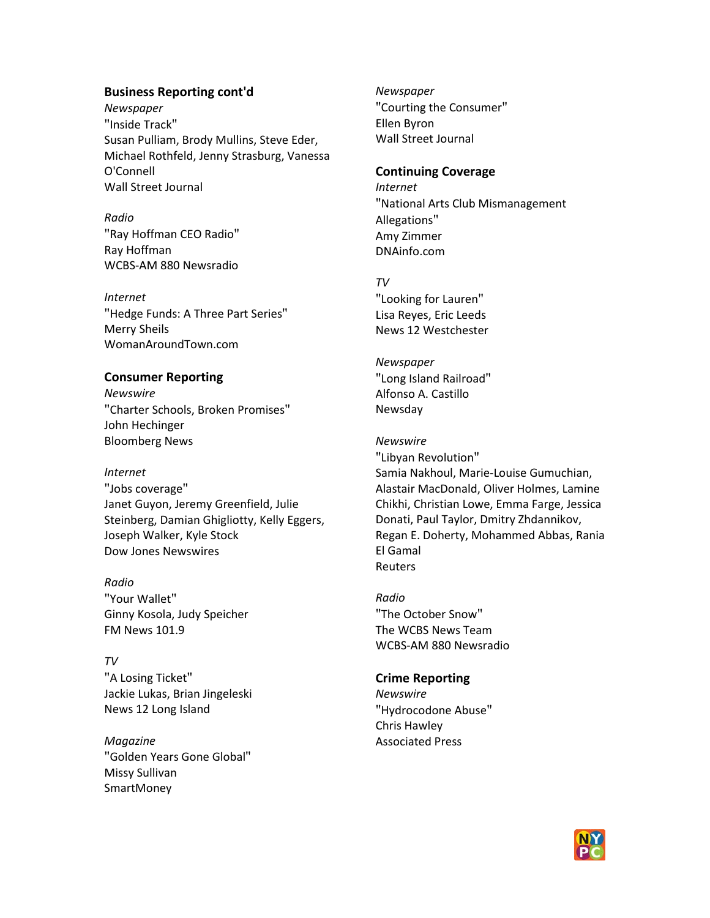### Business Reporting cont'd

*Newspaper*
"Inside Track"
Susan Pulliam, Brody Mullins, Steve Eder, Michael Rothfeld, Jenny Strasburg, Vanessa O'Connell
Wall Street Journal

*Radio*
"Ray Hoffman CEO Radio"
Ray Hoffman
WCBS-AM 880 Newsradio

*Internet*
"Hedge Funds: A Three Part Series"
Merry Sheils
WomanAroundTown.com

### Consumer Reporting

*Newswire*
"Charter Schools, Broken Promises"
John Hechinger
Bloomberg News

*Internet*
"Jobs coverage"
Janet Guyon, Jeremy Greenfield, Julie Steinberg, Damian Ghigliotty, Kelly Eggers, Joseph Walker, Kyle Stock
Dow Jones Newswires

*Radio*
"Your Wallet"
Ginny Kosola, Judy Speicher
FM News 101.9

*TV*
"A Losing Ticket"
Jackie Lukas, Brian Jingeleski
News 12 Long Island

*Magazine*
"Golden Years Gone Global"
Missy Sullivan
SmartMoney

*Newspaper*
"Courting the Consumer"
Ellen Byron
Wall Street Journal

### Continuing Coverage

*Internet*
"National Arts Club Mismanagement Allegations"
Amy Zimmer
DNAinfo.com

*TV*
"Looking for Lauren"
Lisa Reyes, Eric Leeds
News 12 Westchester

*Newspaper*
"Long Island Railroad"
Alfonso A. Castillo
Newsday

*Newswire*
"Libyan Revolution"
Samia Nakhoul, Marie-Louise Gumuchian, Alastair MacDonald, Oliver Holmes, Lamine Chikhi, Christian Lowe, Emma Farge, Jessica Donati, Paul Taylor, Dmitry Zhdannikov, Regan E. Doherty, Mohammed Abbas, Rania El Gamal
Reuters

*Radio*
"The October Snow"
The WCBS News Team
WCBS-AM 880 Newsradio

### Crime Reporting

*Newswire*
"Hydrocodone Abuse"
Chris Hawley
Associated Press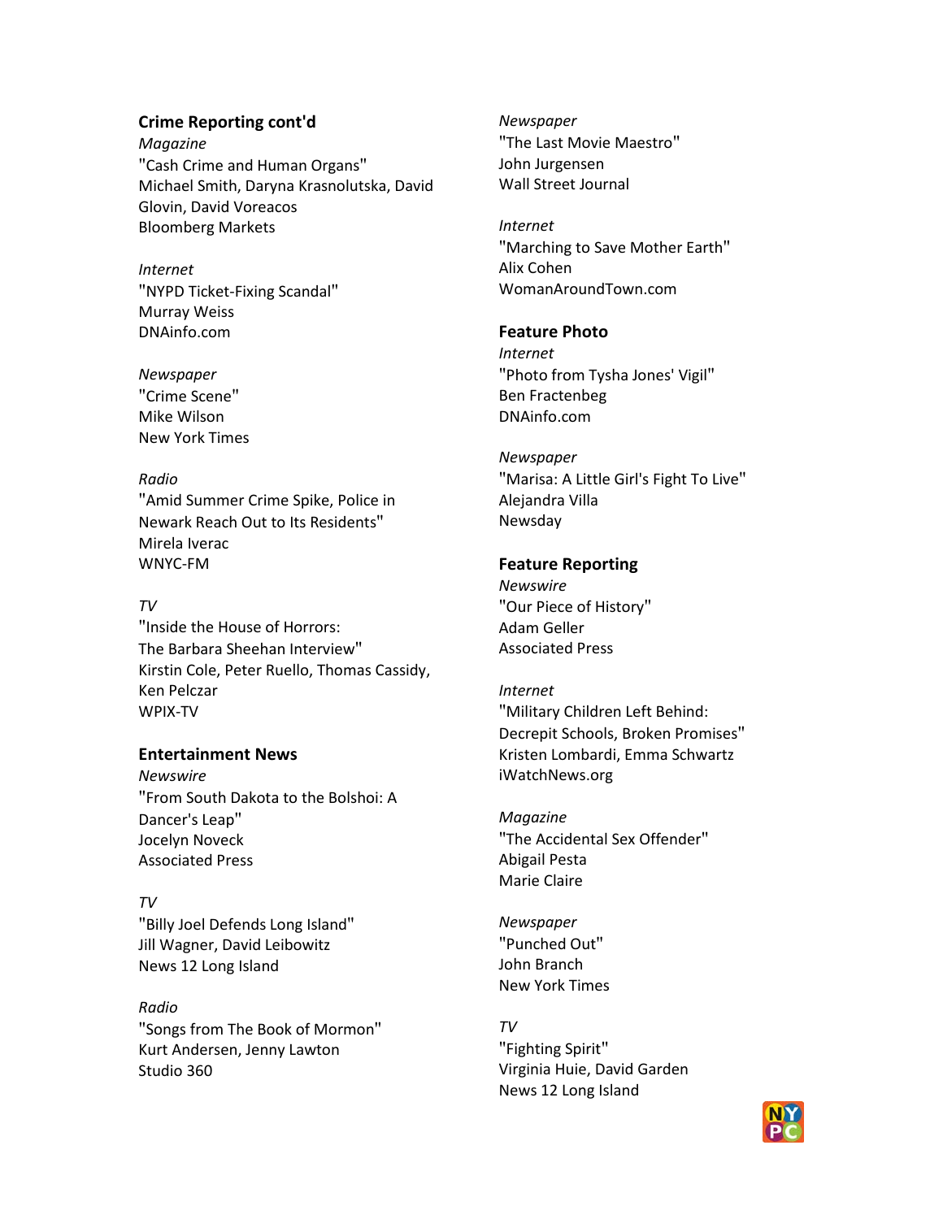## Crime Reporting cont'd

*Magazine*
"Cash Crime and Human Organs"
Michael Smith, Daryna Krasnolutska, David Glovin, David Voreacos
Bloomberg Markets

*Internet*
"NYPD Ticket-Fixing Scandal"
Murray Weiss
DNAinfo.com

*Newspaper*
"Crime Scene"
Mike Wilson
New York Times

*Radio*
"Amid Summer Crime Spike, Police in Newark Reach Out to Its Residents"
Mirela Iverac
WNYC-FM

*TV*
"Inside the House of Horrors: The Barbara Sheehan Interview"
Kirstin Cole, Peter Ruello, Thomas Cassidy, Ken Pelczar
WPIX-TV

## Entertainment News

*Newswire*
"From South Dakota to the Bolshoi: A Dancer's Leap"
Jocelyn Noveck
Associated Press

*TV*
"Billy Joel Defends Long Island"
Jill Wagner, David Leibowitz
News 12 Long Island

*Radio*
"Songs from The Book of Mormon"
Kurt Andersen, Jenny Lawton
Studio 360

*Newspaper*
"The Last Movie Maestro"
John Jurgensen
Wall Street Journal

*Internet*
"Marching to Save Mother Earth"
Alix Cohen
WomanAroundTown.com

## Feature Photo

*Internet*
"Photo from Tysha Jones' Vigil"
Ben Fractenbeg
DNAinfo.com

*Newspaper*
"Marisa: A Little Girl's Fight To Live"
Alejandra Villa
Newsday

## Feature Reporting

*Newswire*
"Our Piece of History"
Adam Geller
Associated Press

*Internet*
"Military Children Left Behind: Decrepit Schools, Broken Promises"
Kristen Lombardi, Emma Schwartz
iWatchNews.org

*Magazine*
"The Accidental Sex Offender"
Abigail Pesta
Marie Claire

*Newspaper*
"Punched Out"
John Branch
New York Times

*TV*
"Fighting Spirit"
Virginia Huie, David Garden
News 12 Long Island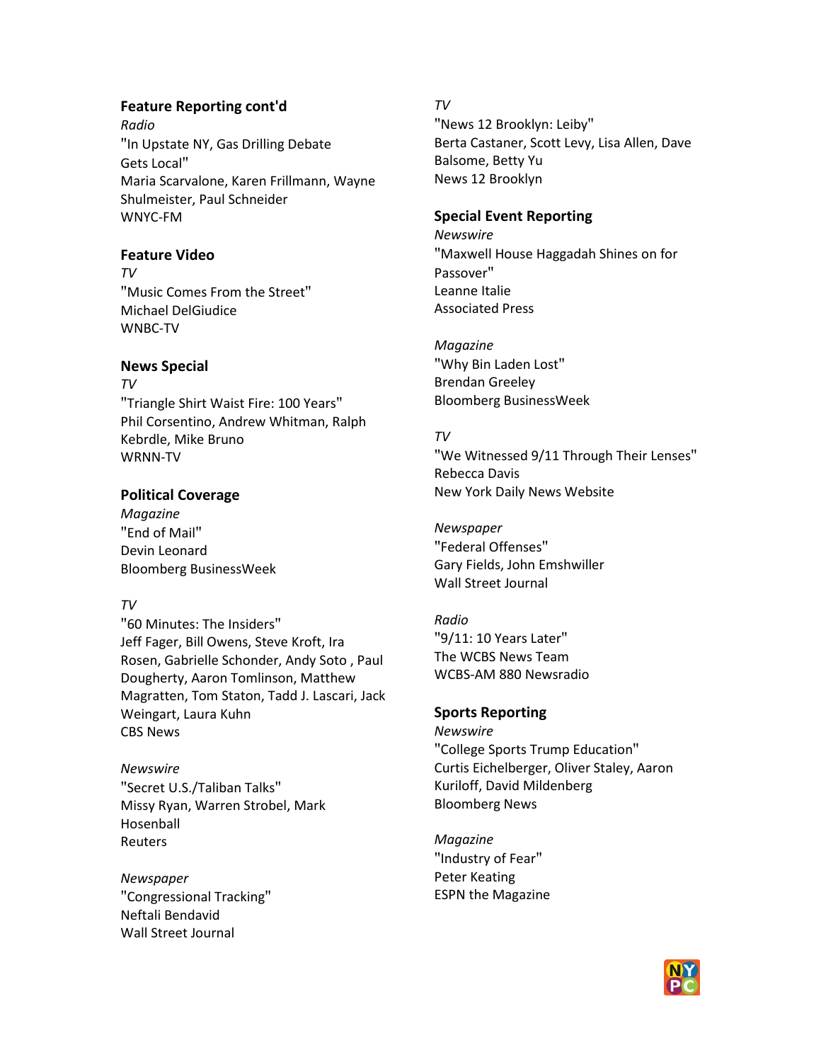## Feature Reporting cont'd

*Radio*

"In Upstate NY, Gas Drilling Debate Gets Local"
Maria Scarvalone, Karen Frillmann, Wayne Shulmeister, Paul Schneider
WNYC-FM

## Feature Video

*TV*

"Music Comes From the Street"
Michael DelGiudice
WNBC-TV

## News Special

*TV*

"Triangle Shirt Waist Fire: 100 Years"
Phil Corsentino, Andrew Whitman, Ralph Kebrdle, Mike Bruno
WRNN-TV

## Political Coverage

*Magazine*

"End of Mail"
Devin Leonard
Bloomberg BusinessWeek

*TV*

"60 Minutes: The Insiders"
Jeff Fager, Bill Owens, Steve Kroft, Ira Rosen, Gabrielle Schonder, Andy Soto , Paul Dougherty, Aaron Tomlinson, Matthew Magratten, Tom Staton, Tadd J. Lascari, Jack Weingart, Laura Kuhn
CBS News

*Newswire*

"Secret U.S./Taliban Talks"
Missy Ryan, Warren Strobel, Mark Hosenball
Reuters

*Newspaper*

"Congressional Tracking"
Neftali Bendavid
Wall Street Journal

*TV*

"News 12 Brooklyn: Leiby"
Berta Castaner, Scott Levy, Lisa Allen, Dave Balsome, Betty Yu
News 12 Brooklyn

## Special Event Reporting

*Newswire*

"Maxwell House Haggadah Shines on for Passover"
Leanne Italie
Associated Press

*Magazine*

"Why Bin Laden Lost"
Brendan Greeley
Bloomberg BusinessWeek

*TV*

"We Witnessed 9/11 Through Their Lenses"
Rebecca Davis
New York Daily News Website

*Newspaper*

"Federal Offenses"
Gary Fields, John Emshwiller
Wall Street Journal

*Radio*

"9/11: 10 Years Later"
The WCBS News Team
WCBS-AM 880 Newsradio

## Sports Reporting

*Newswire*

"College Sports Trump Education"
Curtis Eichelberger, Oliver Staley, Aaron Kuriloff, David Mildenberg
Bloomberg News

*Magazine*

"Industry of Fear"
Peter Keating
ESPN the Magazine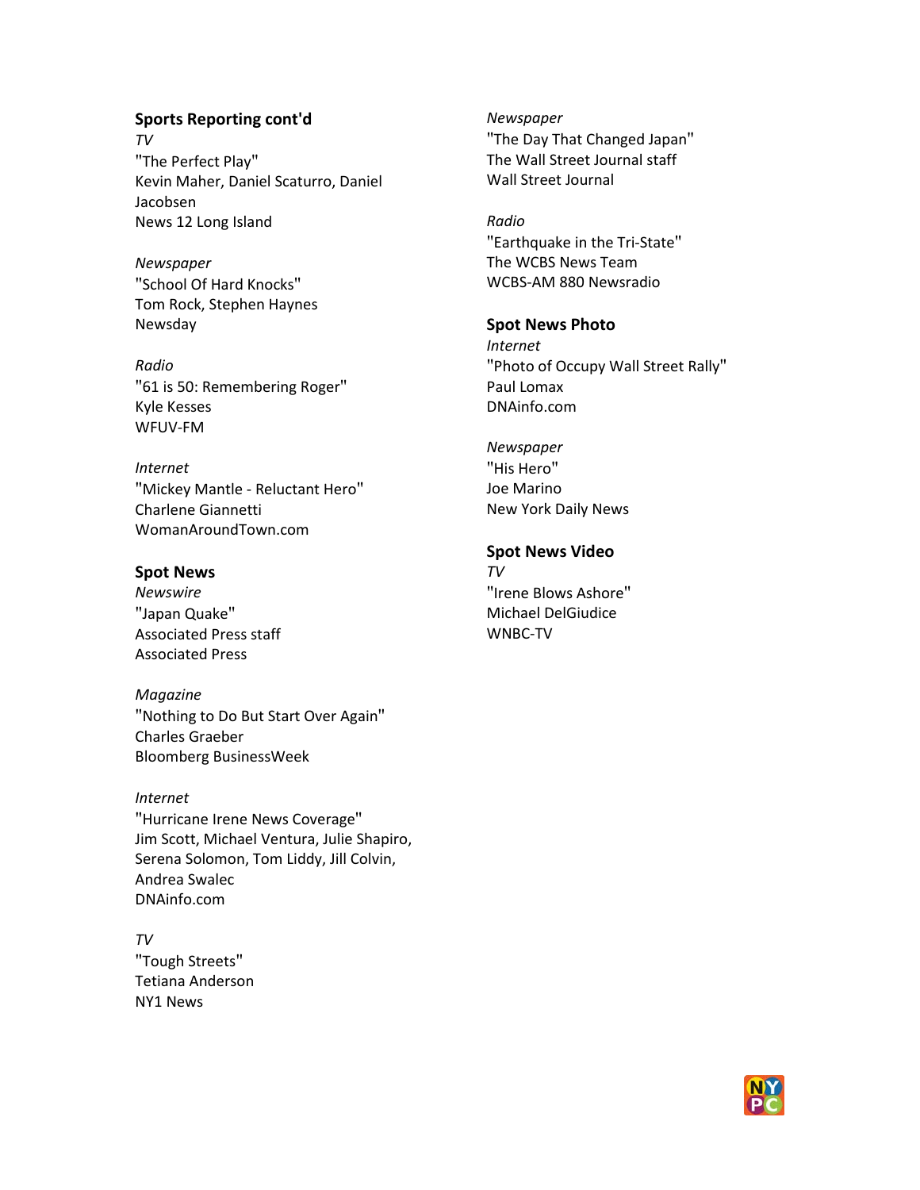## Sports Reporting cont'd

*TV*
"The Perfect Play"
Kevin Maher, Daniel Scaturro, Daniel Jacobsen
News 12 Long Island

*Newspaper*
"School Of Hard Knocks"
Tom Rock, Stephen Haynes
Newsday

*Radio*
"61 is 50: Remembering Roger"
Kyle Kesses
WFUV-FM

*Internet*
"Mickey Mantle - Reluctant Hero"
Charlene Giannetti
WomanAroundTown.com

## Spot News

*Newswire*
"Japan Quake"
Associated Press staff
Associated Press

*Magazine*
"Nothing to Do But Start Over Again"
Charles Graeber
Bloomberg BusinessWeek

*Internet*
"Hurricane Irene News Coverage"
Jim Scott, Michael Ventura, Julie Shapiro, Serena Solomon, Tom Liddy, Jill Colvin, Andrea Swalec
DNAinfo.com

*TV*
"Tough Streets"
Tetiana Anderson
NY1 News

*Newspaper*
"The Day That Changed Japan"
The Wall Street Journal staff
Wall Street Journal

*Radio*
"Earthquake in the Tri-State"
The WCBS News Team
WCBS-AM 880 Newsradio

## Spot News Photo

*Internet*
"Photo of Occupy Wall Street Rally"
Paul Lomax
DNAinfo.com

*Newspaper*
"His Hero"
Joe Marino
New York Daily News

## Spot News Video

*TV*
"Irene Blows Ashore"
Michael DelGiudice
WNBC-TV